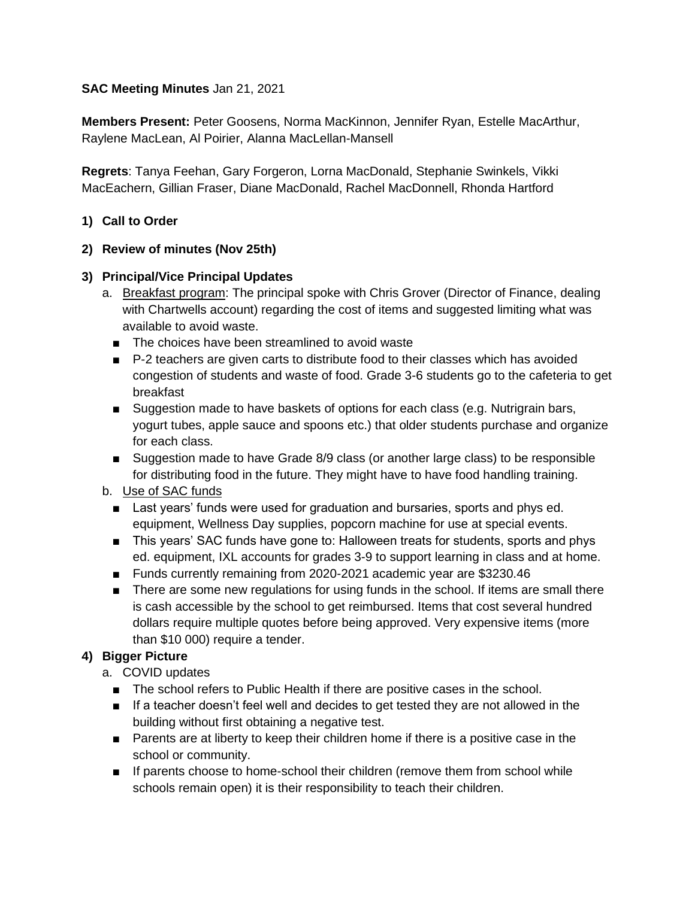**SAC Meeting Minutes** Jan 21, 2021

**Members Present:** Peter Goosens, Norma MacKinnon, Jennifer Ryan, Estelle MacArthur, Raylene MacLean, Al Poirier, Alanna MacLellan-Mansell

**Regrets**: Tanya Feehan, Gary Forgeron, Lorna MacDonald, Stephanie Swinkels, Vikki MacEachern, Gillian Fraser, Diane MacDonald, Rachel MacDonnell, Rhonda Hartford

1) **Call to Order**

2) **Review of minutes (Nov 25th)**

3) **Principal/Vice Principal Updates**
   a. Breakfast program: The principal spoke with Chris Grover (Director of Finance, dealing with Chartwells account) regarding the cost of items and suggested limiting what was available to avoid waste.
      - The choices have been streamlined to avoid waste
      - P-2 teachers are given carts to distribute food to their classes which has avoided congestion of students and waste of food. Grade 3-6 students go to the cafeteria to get breakfast
      - Suggestion made to have baskets of options for each class (e.g. Nutrigrain bars, yogurt tubes, apple sauce and spoons etc.) that older students purchase and organize for each class.
      - Suggestion made to have Grade 8/9 class (or another large class) to be responsible for distributing food in the future. They might have to have food handling training.

   b. Use of SAC funds
      - Last years' funds were used for graduation and bursaries, sports and phys ed. equipment, Wellness Day supplies, popcorn machine for use at special events.
      - This years' SAC funds have gone to: Halloween treats for students, sports and phys ed. equipment, IXL accounts for grades 3-9 to support learning in class and at home.
      - Funds currently remaining from 2020-2021 academic year are $3230.46
      - There are some new regulations for using funds in the school. If items are small there is cash accessible by the school to get reimbursed. Items that cost several hundred dollars require multiple quotes before being approved. Very expensive items (more than $10 000) require a tender.

4) **Bigger Picture**
   a. COVID updates
      - The school refers to Public Health if there are positive cases in the school.
      - If a teacher doesn't feel well and decides to get tested they are not allowed in the building without first obtaining a negative test.
      - Parents are at liberty to keep their children home if there is a positive case in the school or community.
      - If parents choose to home-school their children (remove them from school while schools remain open) it is their responsibility to teach their children.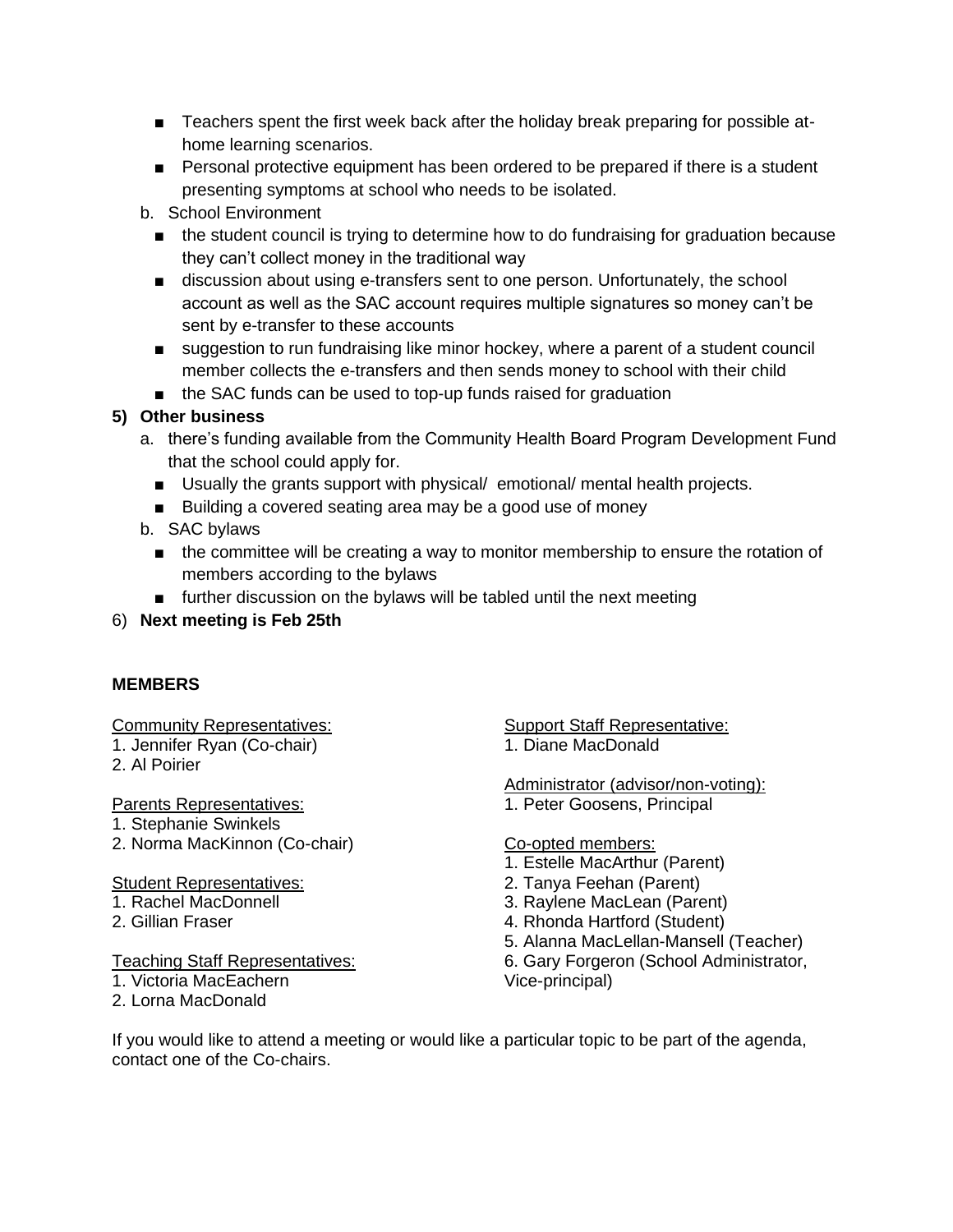- Teachers spent the first week back after the holiday break preparing for possible at-home learning scenarios.
- Personal protective equipment has been ordered to be prepared if there is a student presenting symptoms at school who needs to be isolated.

b. School Environment

- the student council is trying to determine how to do fundraising for graduation because they can't collect money in the traditional way
- discussion about using e-transfers sent to one person. Unfortunately, the school account as well as the SAC account requires multiple signatures so money can't be sent by e-transfer to these accounts
- suggestion to run fundraising like minor hockey, where a parent of a student council member collects the e-transfers and then sends money to school with their child
- the SAC funds can be used to top-up funds raised for graduation

**5) Other business**

a. there's funding available from the Community Health Board Program Development Fund that the school could apply for.

- Usually the grants support with physical/ emotional/ mental health projects.
- Building a covered seating area may be a good use of money

b. SAC bylaws

- the committee will be creating a way to monitor membership to ensure the rotation of members according to the bylaws
- further discussion on the bylaws will be tabled until the next meeting

6) **Next meeting is Feb 25th**

**MEMBERS**

Community Representatives:
1. Jennifer Ryan (Co-chair)
2. Al Poirier

Parents Representatives:
1. Stephanie Swinkels
2. Norma MacKinnon (Co-chair)

Student Representatives:
1. Rachel MacDonnell
2. Gillian Fraser

Teaching Staff Representatives:
1. Victoria MacEachern
2. Lorna MacDonald

Support Staff Representative:
1. Diane MacDonald

Administrator (advisor/non-voting):
1. Peter Goosens, Principal

Co-opted members:
1. Estelle MacArthur (Parent)
2. Tanya Feehan (Parent)
3. Raylene MacLean (Parent)
4. Rhonda Hartford (Student)
5. Alanna MacLellan-Mansell (Teacher)
6. Gary Forgeron (School Administrator, Vice-principal)

If you would like to attend a meeting or would like a particular topic to be part of the agenda, contact one of the Co-chairs.